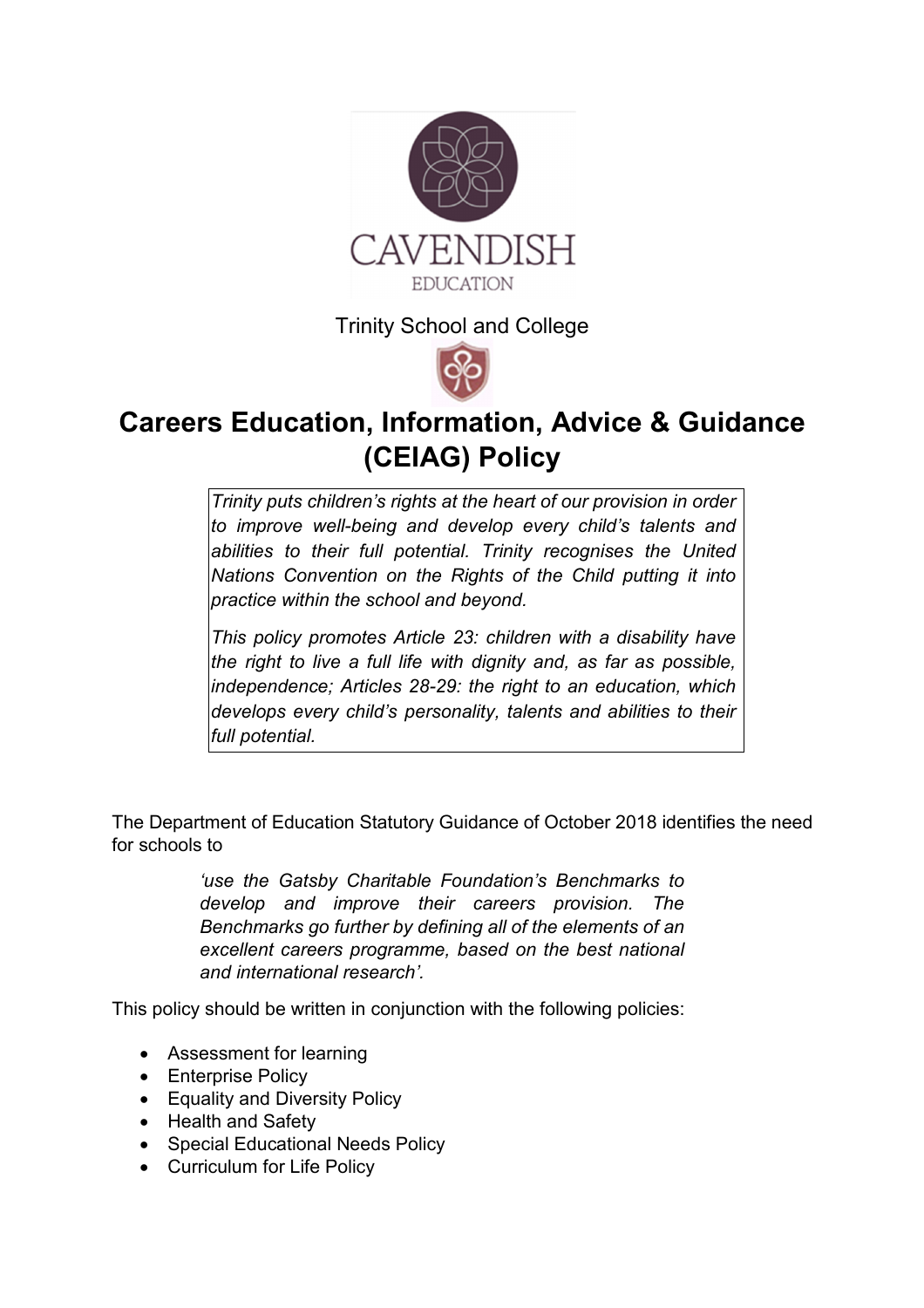CAVENDISH
EDUCATION

Trinity School and College

# Careers Education, Information, Advice & Guidance (CEIAG) Policy

*Trinity puts children's rights at the heart of our provision in order to improve well-being and develop every child's talents and abilities to their full potential. Trinity recognises the United Nations Convention on the Rights of the Child putting it into practice within the school and beyond.*

*This policy promotes Article 23: children with a disability have the right to live a full life with dignity and, as far as possible, independence; Articles 28-29: the right to an education, which develops every child's personality, talents and abilities to their full potential.*

The Department of Education Statutory Guidance of October 2018 identifies the need for schools to

> *'use the Gatsby Charitable Foundation's Benchmarks to develop and improve their careers provision. The Benchmarks go further by defining all of the elements of an excellent careers programme, based on the best national and international research'.*

This policy should be written in conjunction with the following policies:

- Assessment for learning
- Enterprise Policy
- Equality and Diversity Policy
- Health and Safety
- Special Educational Needs Policy
- Curriculum for Life Policy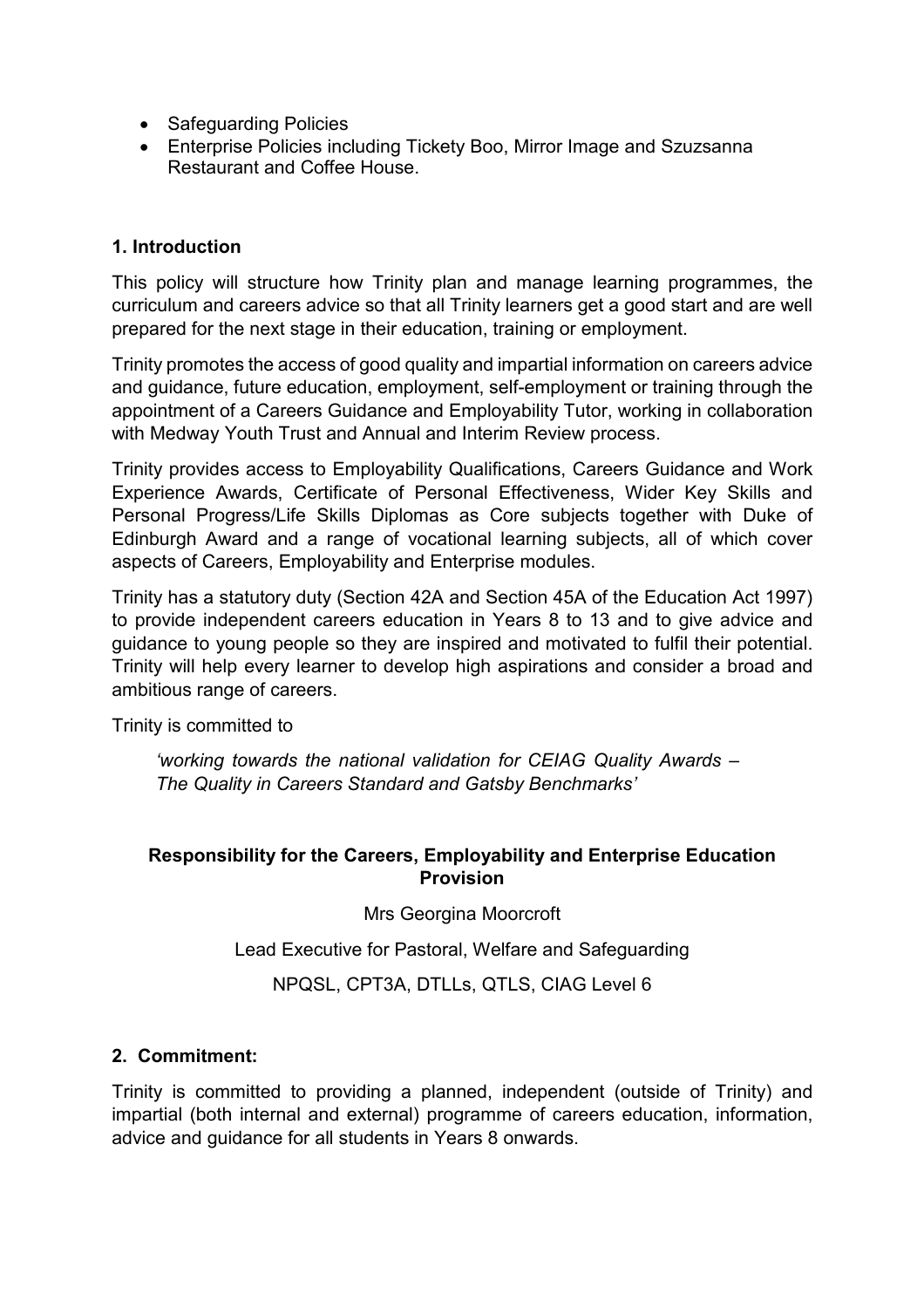- Safeguarding Policies
- Enterprise Policies including Tickety Boo, Mirror Image and Szuzsanna Restaurant and Coffee House.

## 1. Introduction

This policy will structure how Trinity plan and manage learning programmes, the curriculum and careers advice so that all Trinity learners get a good start and are well prepared for the next stage in their education, training or employment.

Trinity promotes the access of good quality and impartial information on careers advice and guidance, future education, employment, self-employment or training through the appointment of a Careers Guidance and Employability Tutor, working in collaboration with Medway Youth Trust and Annual and Interim Review process.

Trinity provides access to Employability Qualifications, Careers Guidance and Work Experience Awards, Certificate of Personal Effectiveness, Wider Key Skills and Personal Progress/Life Skills Diplomas as Core subjects together with Duke of Edinburgh Award and a range of vocational learning subjects, all of which cover aspects of Careers, Employability and Enterprise modules.

Trinity has a statutory duty (Section 42A and Section 45A of the Education Act 1997) to provide independent careers education in Years 8 to 13 and to give advice and guidance to young people so they are inspired and motivated to fulfil their potential. Trinity will help every learner to develop high aspirations and consider a broad and ambitious range of careers.

Trinity is committed to

> *'working towards the national validation for CEIAG Quality Awards – The Quality in Careers Standard and Gatsby Benchmarks'*

**Responsibility for the Careers, Employability and Enterprise Education Provision**

Mrs Georgina Moorcroft

Lead Executive for Pastoral, Welfare and Safeguarding

NPQSL, CPT3A, DTLLs, QTLS, CIAG Level 6

## 2. Commitment:

Trinity is committed to providing a planned, independent (outside of Trinity) and impartial (both internal and external) programme of careers education, information, advice and guidance for all students in Years 8 onwards.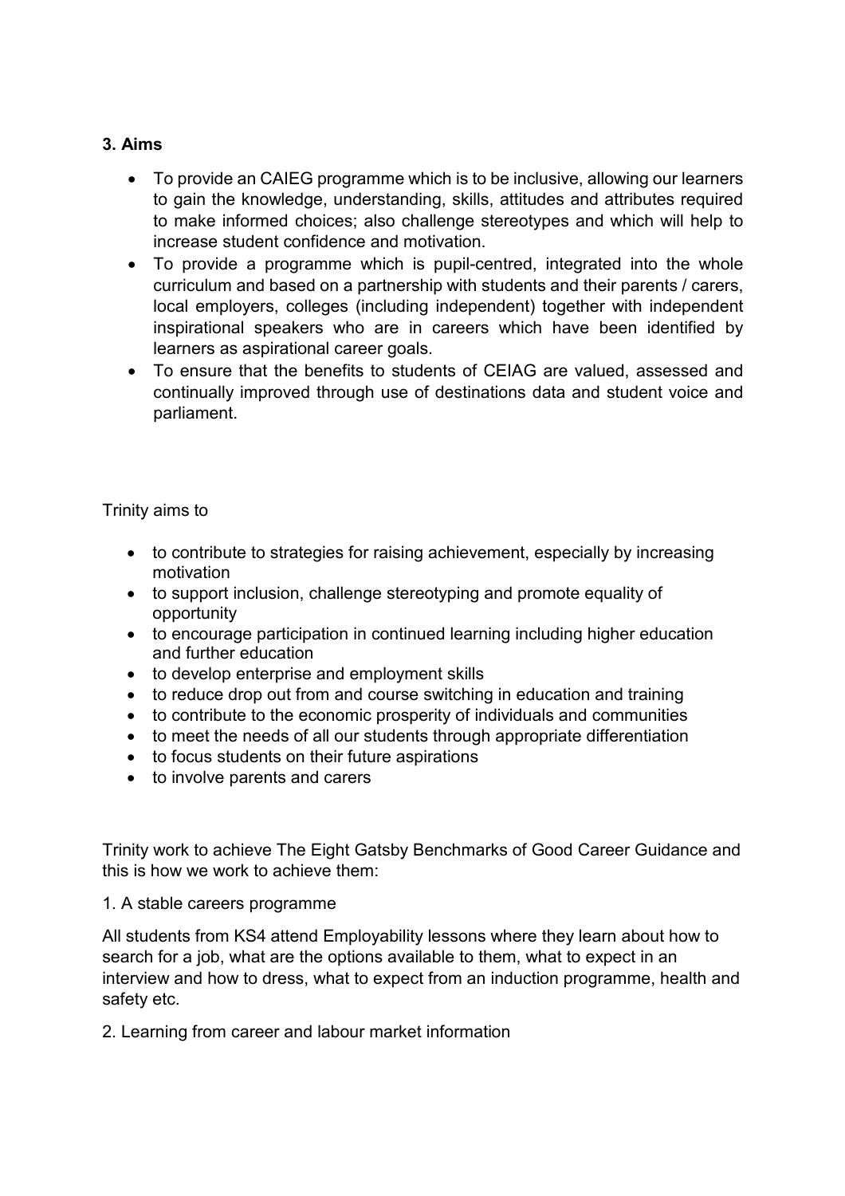### 3. Aims

- To provide an CAIEG programme which is to be inclusive, allowing our learners to gain the knowledge, understanding, skills, attitudes and attributes required to make informed choices; also challenge stereotypes and which will help to increase student confidence and motivation.
- To provide a programme which is pupil-centred, integrated into the whole curriculum and based on a partnership with students and their parents / carers, local employers, colleges (including independent) together with independent inspirational speakers who are in careers which have been identified by learners as aspirational career goals.
- To ensure that the benefits to students of CEIAG are valued, assessed and continually improved through use of destinations data and student voice and parliament.

Trinity aims to

- to contribute to strategies for raising achievement, especially by increasing motivation
- to support inclusion, challenge stereotyping and promote equality of opportunity
- to encourage participation in continued learning including higher education and further education
- to develop enterprise and employment skills
- to reduce drop out from and course switching in education and training
- to contribute to the economic prosperity of individuals and communities
- to meet the needs of all our students through appropriate differentiation
- to focus students on their future aspirations
- to involve parents and carers

Trinity work to achieve The Eight Gatsby Benchmarks of Good Career Guidance and this is how we work to achieve them:

1. A stable careers programme

All students from KS4 attend Employability lessons where they learn about how to search for a job, what are the options available to them, what to expect in an interview and how to dress, what to expect from an induction programme, health and safety etc.

2. Learning from career and labour market information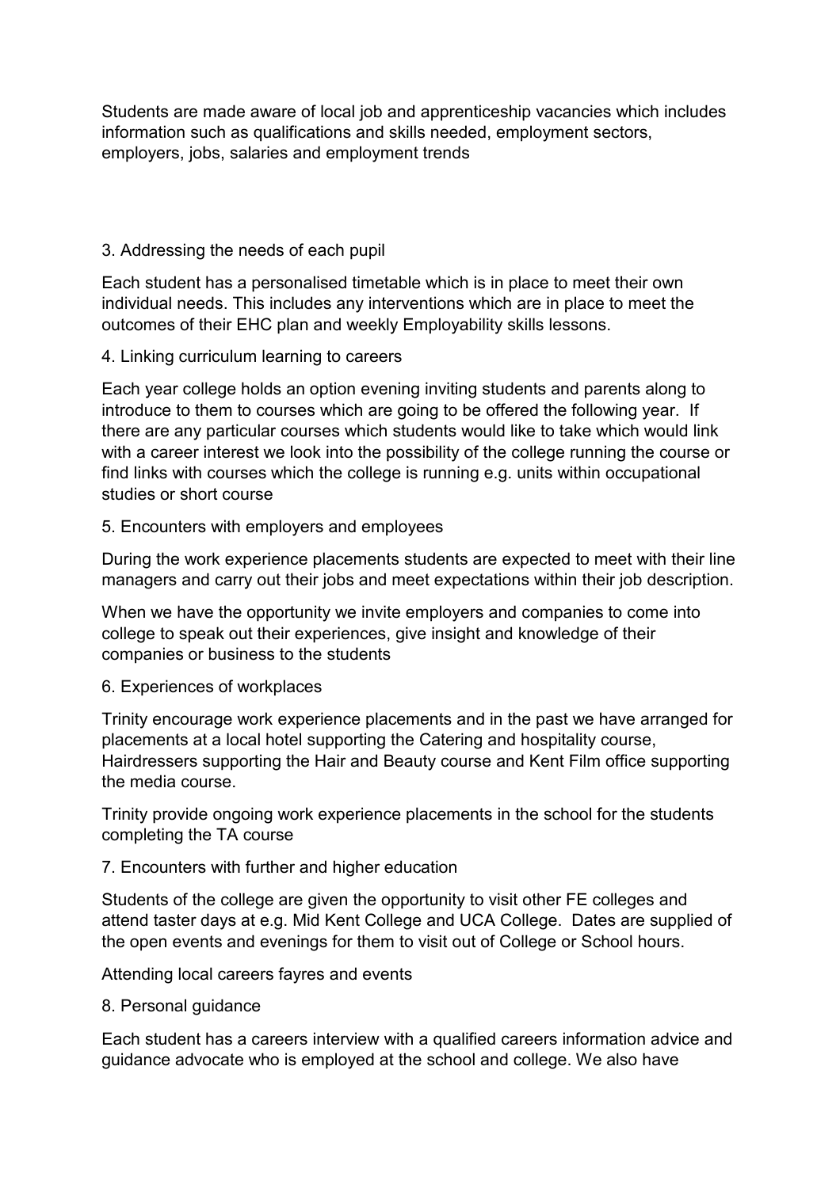Students are made aware of local job and apprenticeship vacancies which includes information such as qualifications and skills needed, employment sectors, employers, jobs, salaries and employment trends

3. Addressing the needs of each pupil

Each student has a personalised timetable which is in place to meet their own individual needs. This includes any interventions which are in place to meet the outcomes of their EHC plan and weekly Employability skills lessons.

4. Linking curriculum learning to careers

Each year college holds an option evening inviting students and parents along to introduce to them to courses which are going to be offered the following year. If there are any particular courses which students would like to take which would link with a career interest we look into the possibility of the college running the course or find links with courses which the college is running e.g. units within occupational studies or short course

5. Encounters with employers and employees

During the work experience placements students are expected to meet with their line managers and carry out their jobs and meet expectations within their job description.

When we have the opportunity we invite employers and companies to come into college to speak out their experiences, give insight and knowledge of their companies or business to the students

6. Experiences of workplaces

Trinity encourage work experience placements and in the past we have arranged for placements at a local hotel supporting the Catering and hospitality course, Hairdressers supporting the Hair and Beauty course and Kent Film office supporting the media course.

Trinity provide ongoing work experience placements in the school for the students completing the TA course

7. Encounters with further and higher education

Students of the college are given the opportunity to visit other FE colleges and attend taster days at e.g. Mid Kent College and UCA College. Dates are supplied of the open events and evenings for them to visit out of College or School hours.

Attending local careers fayres and events

8. Personal guidance

Each student has a careers interview with a qualified careers information advice and guidance advocate who is employed at the school and college. We also have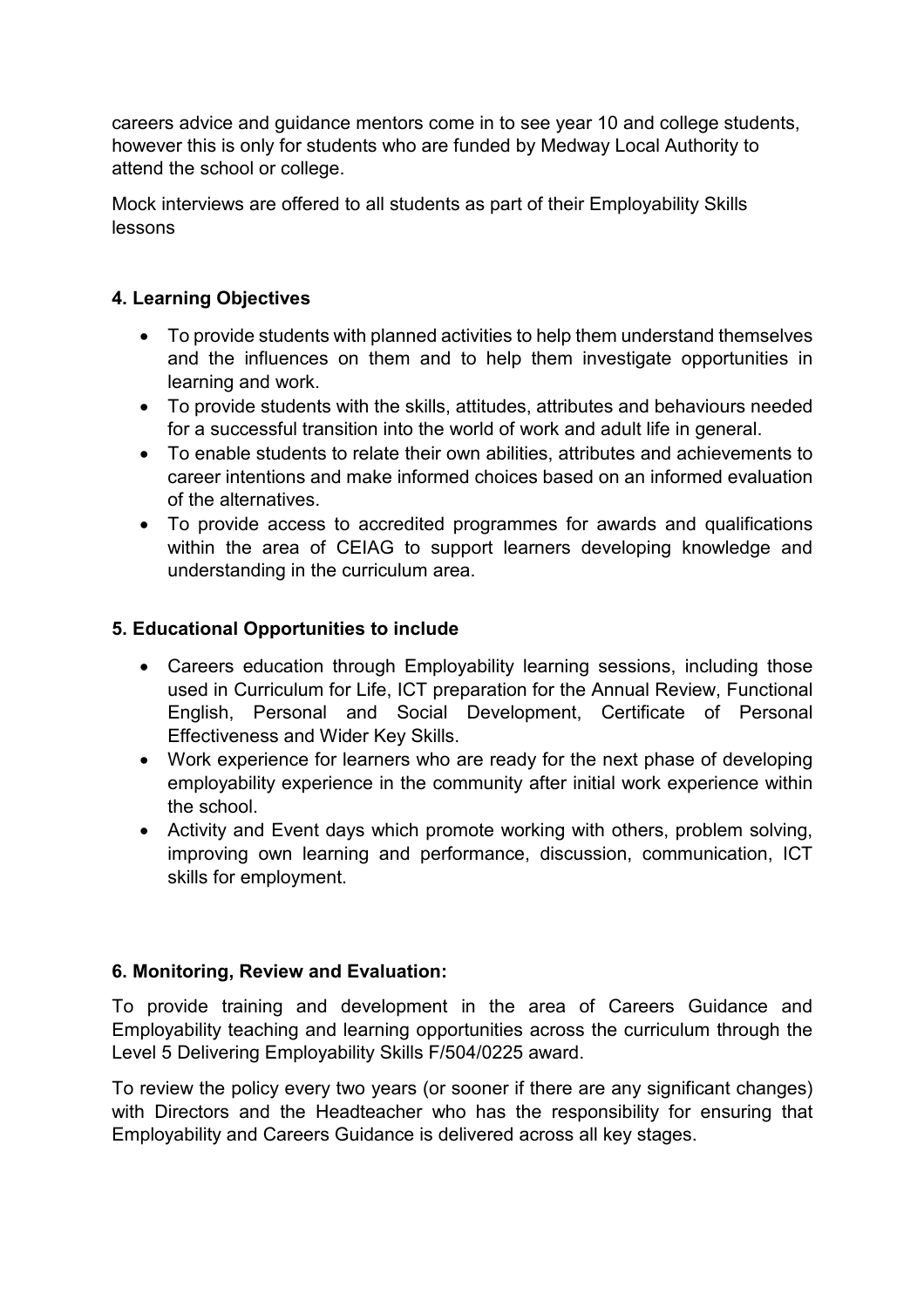careers advice and guidance mentors come in to see year 10 and college students, however this is only for students who are funded by Medway Local Authority to attend the school or college.

Mock interviews are offered to all students as part of their Employability Skills lessons

## 4. Learning Objectives

- To provide students with planned activities to help them understand themselves and the influences on them and to help them investigate opportunities in learning and work.
- To provide students with the skills, attitudes, attributes and behaviours needed for a successful transition into the world of work and adult life in general.
- To enable students to relate their own abilities, attributes and achievements to career intentions and make informed choices based on an informed evaluation of the alternatives.
- To provide access to accredited programmes for awards and qualifications within the area of CEIAG to support learners developing knowledge and understanding in the curriculum area.

## 5. Educational Opportunities to include

- Careers education through Employability learning sessions, including those used in Curriculum for Life, ICT preparation for the Annual Review, Functional English, Personal and Social Development, Certificate of Personal Effectiveness and Wider Key Skills.
- Work experience for learners who are ready for the next phase of developing employability experience in the community after initial work experience within the school.
- Activity and Event days which promote working with others, problem solving, improving own learning and performance, discussion, communication, ICT skills for employment.

## 6. Monitoring, Review and Evaluation:

To provide training and development in the area of Careers Guidance and Employability teaching and learning opportunities across the curriculum through the Level 5 Delivering Employability Skills F/504/0225 award.

To review the policy every two years (or sooner if there are any significant changes) with Directors and the Headteacher who has the responsibility for ensuring that Employability and Careers Guidance is delivered across all key stages.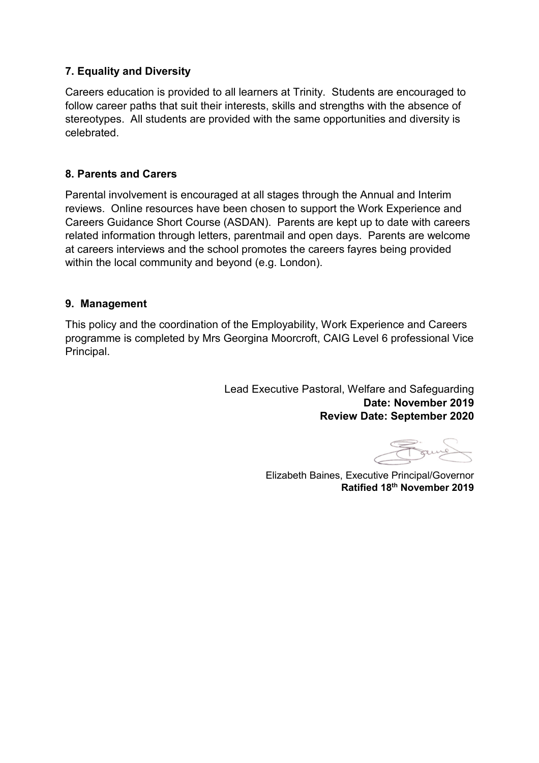## 7. Equality and Diversity

Careers education is provided to all learners at Trinity. Students are encouraged to follow career paths that suit their interests, skills and strengths with the absence of stereotypes. All students are provided with the same opportunities and diversity is celebrated.

## 8. Parents and Carers

Parental involvement is encouraged at all stages through the Annual and Interim reviews. Online resources have been chosen to support the Work Experience and Careers Guidance Short Course (ASDAN). Parents are kept up to date with careers related information through letters, parentmail and open days. Parents are welcome at careers interviews and the school promotes the careers fayres being provided within the local community and beyond (e.g. London).

## 9. Management

This policy and the coordination of the Employability, Work Experience and Careers programme is completed by Mrs Georgina Moorcroft, CAIG Level 6 professional Vice Principal.

Lead Executive Pastoral, Welfare and Safeguarding
**Date: November 2019**
**Review Date: September 2020**

Elizabeth Baines, Executive Principal/Governor
**Ratified 18th November 2019**